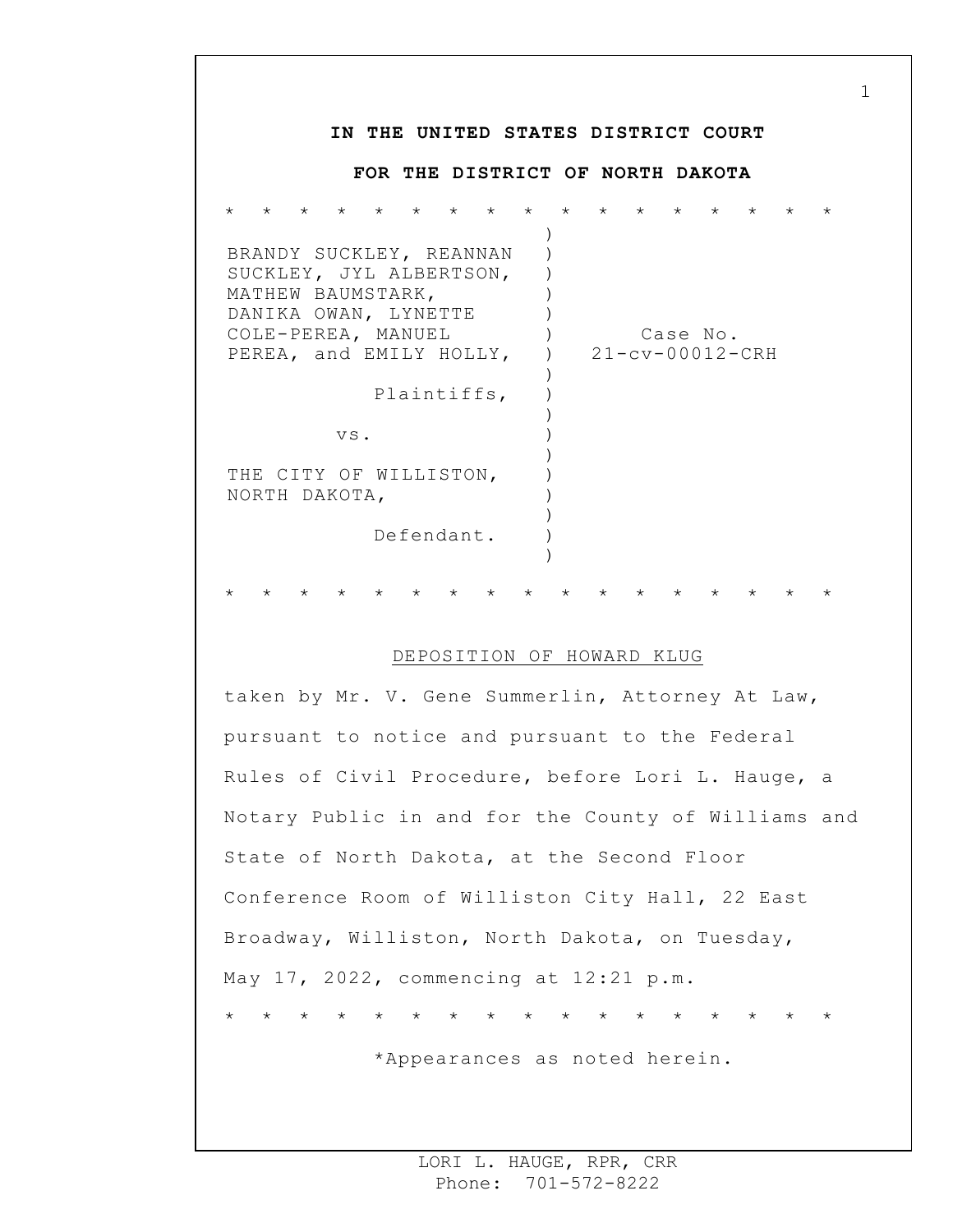**IN THE UNITED STATES DISTRICT COURT**

**FOR THE DISTRICT OF NORTH DAKOTA**

\* \* \* \* \* \* \* \* \* \* \* \* \* \* \* \* \*

| | |
|---|---|
| BRANDY SUCKLEY, REANNAN SUCKLEY, JYL ALBERTSON, MATHEW BAUMSTARK, DANIKA OWAN, LYNETTE COLE-PEREA, MANUEL PEREA, and EMILY HOLLY, | Case No. 21-cv-00012-CRH |
| Plaintiffs, | |
| vs. | |
| THE CITY OF WILLISTON, NORTH DAKOTA, | |
| Defendant. | |

\* \* \* \* \* \* \* \* \* \* \* \* \* \* \* \* \*

DEPOSITION OF HOWARD KLUG

taken by Mr. V. Gene Summerlin, Attorney At Law, pursuant to notice and pursuant to the Federal Rules of Civil Procedure, before Lori L. Hauge, a Notary Public in and for the County of Williams and State of North Dakota, at the Second Floor Conference Room of Williston City Hall, 22 East Broadway, Williston, North Dakota, on Tuesday, May 17, 2022, commencing at 12:21 p.m.

\* \* \* \* \* \* \* \* \* \* \* \* \* \* \* \* \*

\*Appearances as noted herein.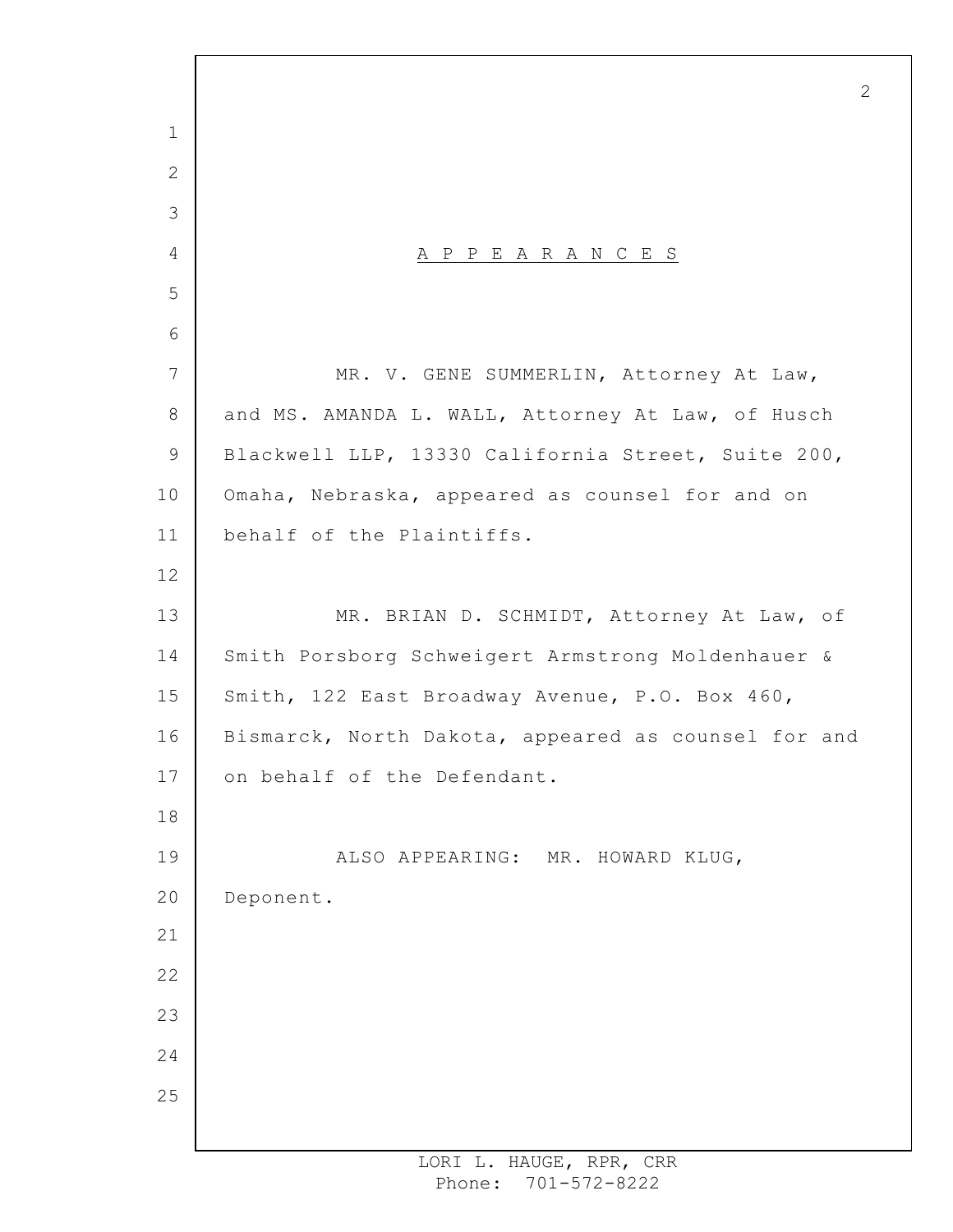# A P P E A R A N C E S

MR. V. GENE SUMMERLIN, Attorney At Law, and MS. AMANDA L. WALL, Attorney At Law, of Husch Blackwell LLP, 13330 California Street, Suite 200, Omaha, Nebraska, appeared as counsel for and on behalf of the Plaintiffs.

MR. BRIAN D. SCHMIDT, Attorney At Law, of Smith Porsborg Schweigert Armstrong Moldenhauer & Smith, 122 East Broadway Avenue, P.O. Box 460, Bismarck, North Dakota, appeared as counsel for and on behalf of the Defendant.

ALSO APPEARING: MR. HOWARD KLUG, Deponent.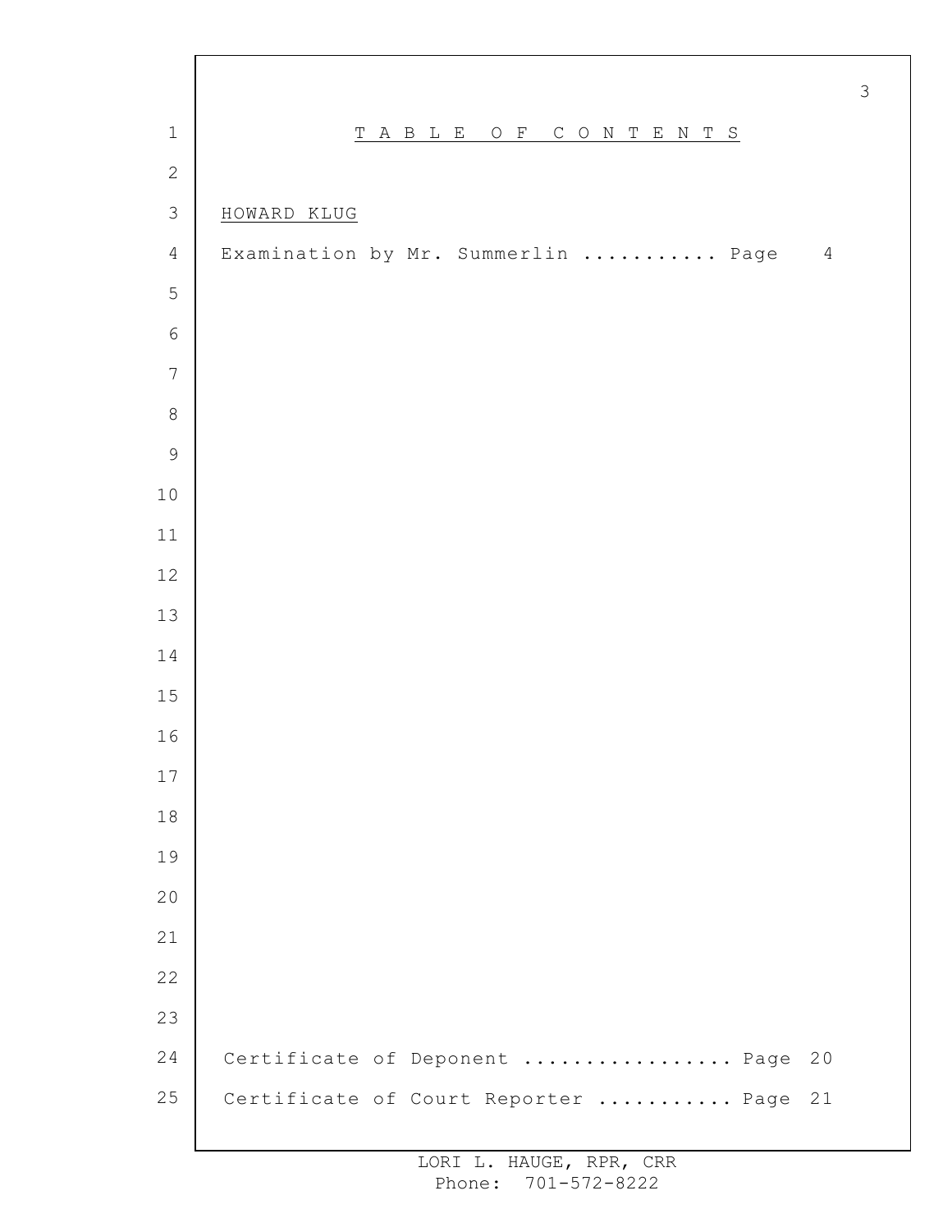# TABLE OF CONTENTS

HOWARD KLUG

Examination by Mr. Summerlin ........... Page 4

Certificate of Deponent ................ Page 20

Certificate of Court Reporter ........... Page 21

LORI L. HAUGE, RPR, CRR
Phone: 701-572-8222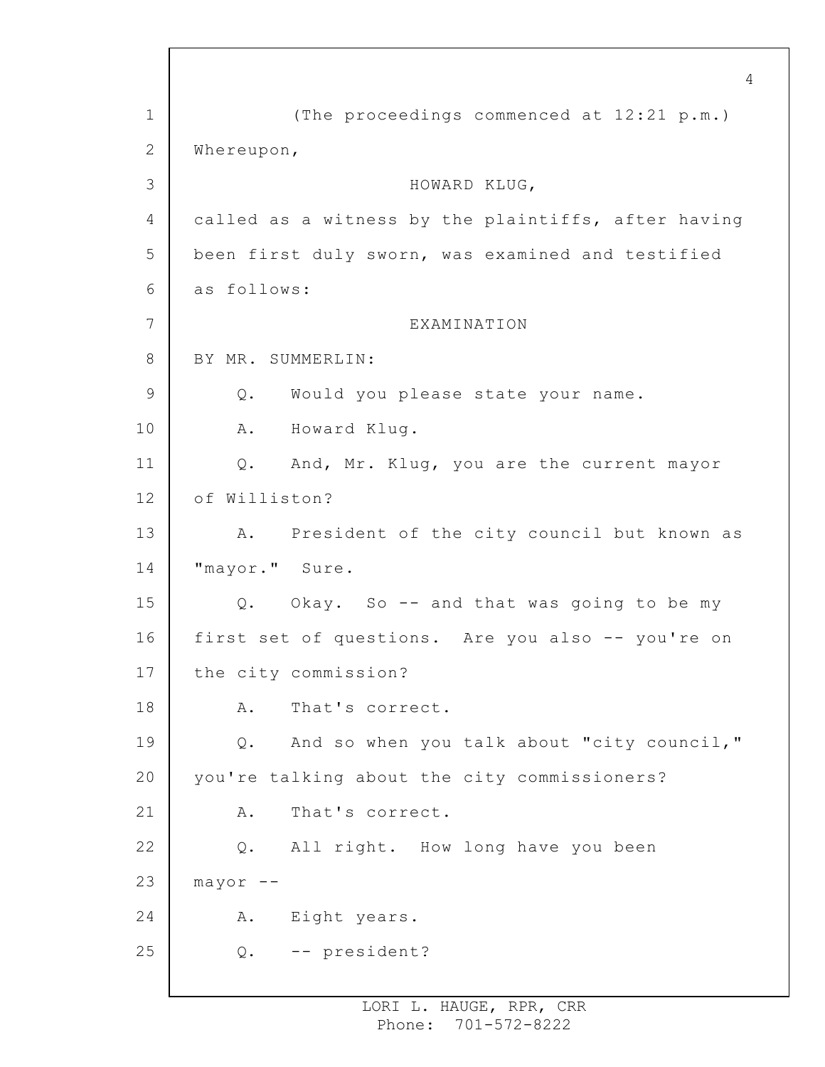(The proceedings commenced at 12:21 p.m.)

Whereupon,

HOWARD KLUG,

called as a witness by the plaintiffs, after having been first duly sworn, was examined and testified as follows:

EXAMINATION

BY MR. SUMMERLIN:

Q. Would you please state your name.

A. Howard Klug.

Q. And, Mr. Klug, you are the current mayor of Williston?

A. President of the city council but known as "mayor." Sure.

Q. Okay. So -- and that was going to be my first set of questions. Are you also -- you're on the city commission?

A. That's correct.

Q. And so when you talk about "city council," you're talking about the city commissioners?

A. That's correct.

Q. All right. How long have you been mayor --

A. Eight years.

Q. -- president?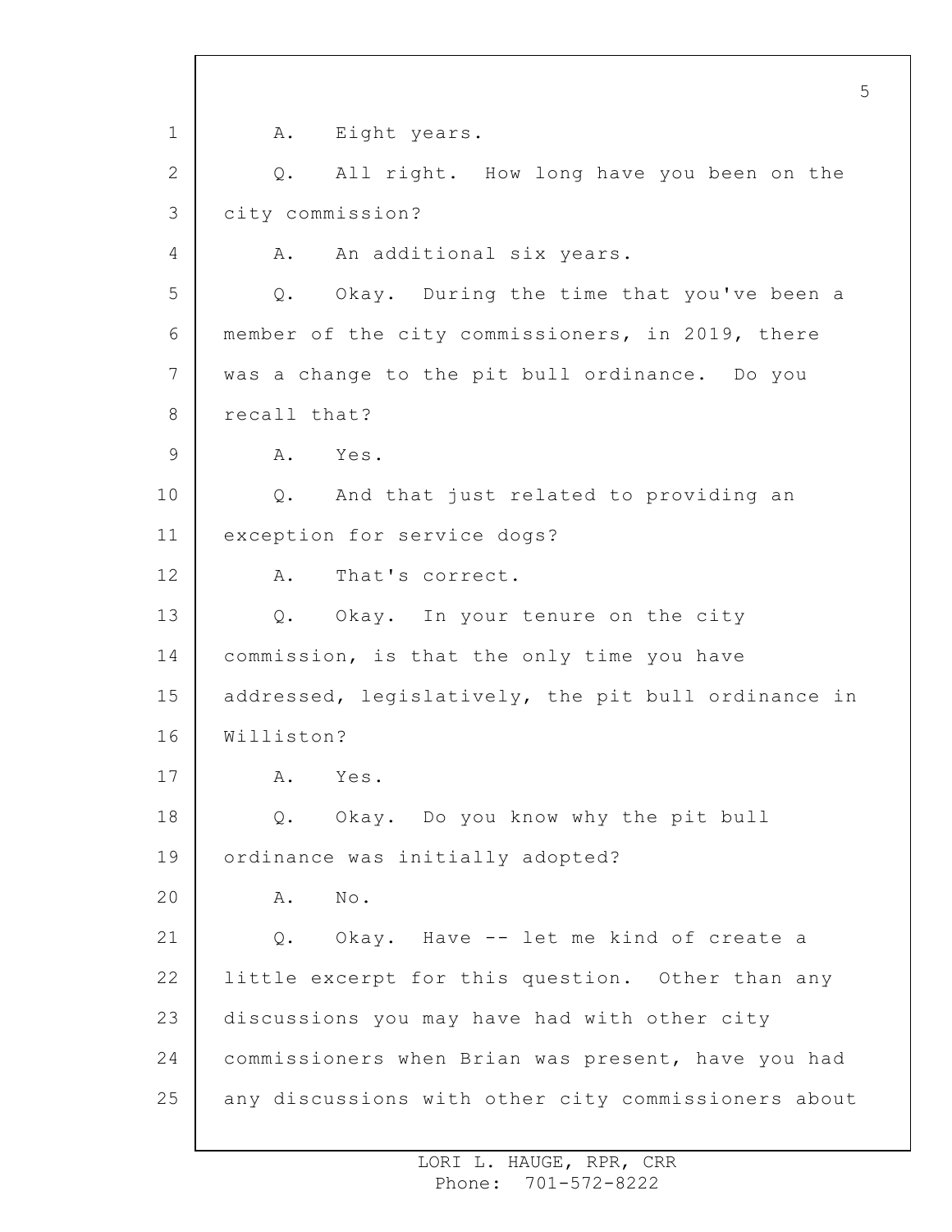A. Eight years.

Q. All right. How long have you been on the city commission?

A. An additional six years.

Q. Okay. During the time that you've been a member of the city commissioners, in 2019, there was a change to the pit bull ordinance. Do you recall that?

A. Yes.

Q. And that just related to providing an exception for service dogs?

A. That's correct.

Q. Okay. In your tenure on the city commission, is that the only time you have addressed, legislatively, the pit bull ordinance in Williston?

A. Yes.

Q. Okay. Do you know why the pit bull ordinance was initially adopted?

A. No.

Q. Okay. Have -- let me kind of create a little excerpt for this question. Other than any discussions you may have had with other city commissioners when Brian was present, have you had any discussions with other city commissioners about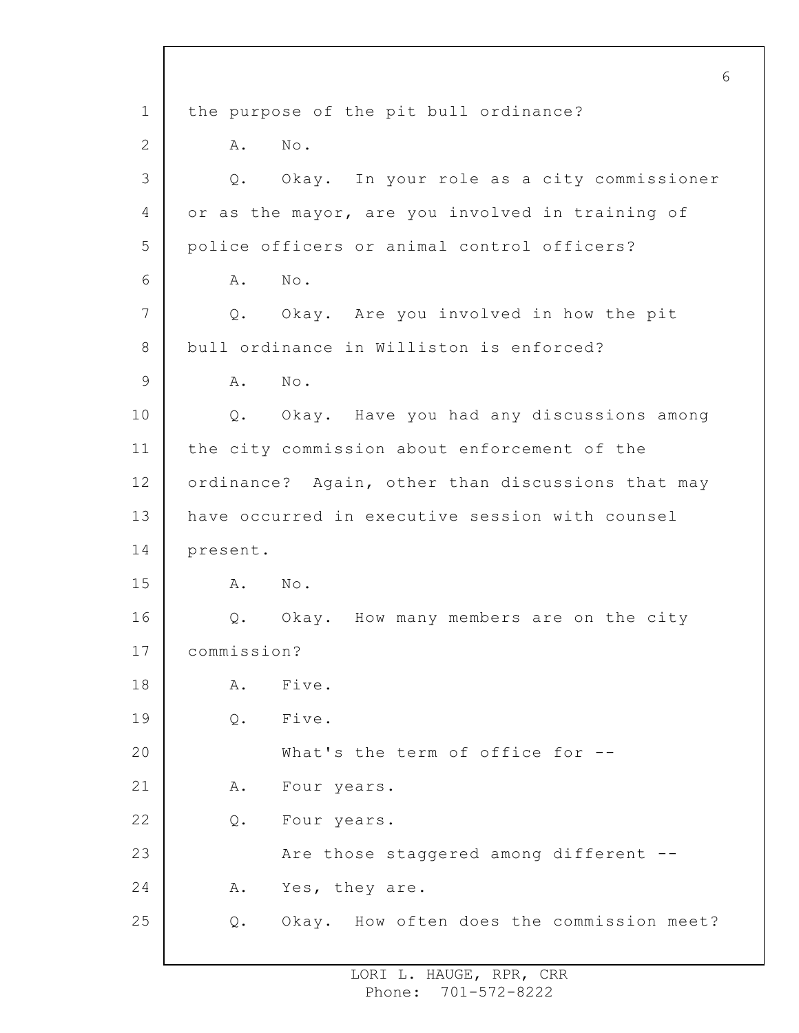the purpose of the pit bull ordinance?

A. No.

Q. Okay. In your role as a city commissioner or as the mayor, are you involved in training of police officers or animal control officers?

A. No.

Q. Okay. Are you involved in how the pit bull ordinance in Williston is enforced?

A. No.

Q. Okay. Have you had any discussions among the city commission about enforcement of the ordinance? Again, other than discussions that may have occurred in executive session with counsel present.

A. No.

Q. Okay. How many members are on the city commission?

A. Five.

Q. Five.

What's the term of office for --

A. Four years.

Q. Four years.

Are those staggered among different --

A. Yes, they are.

Q. Okay. How often does the commission meet?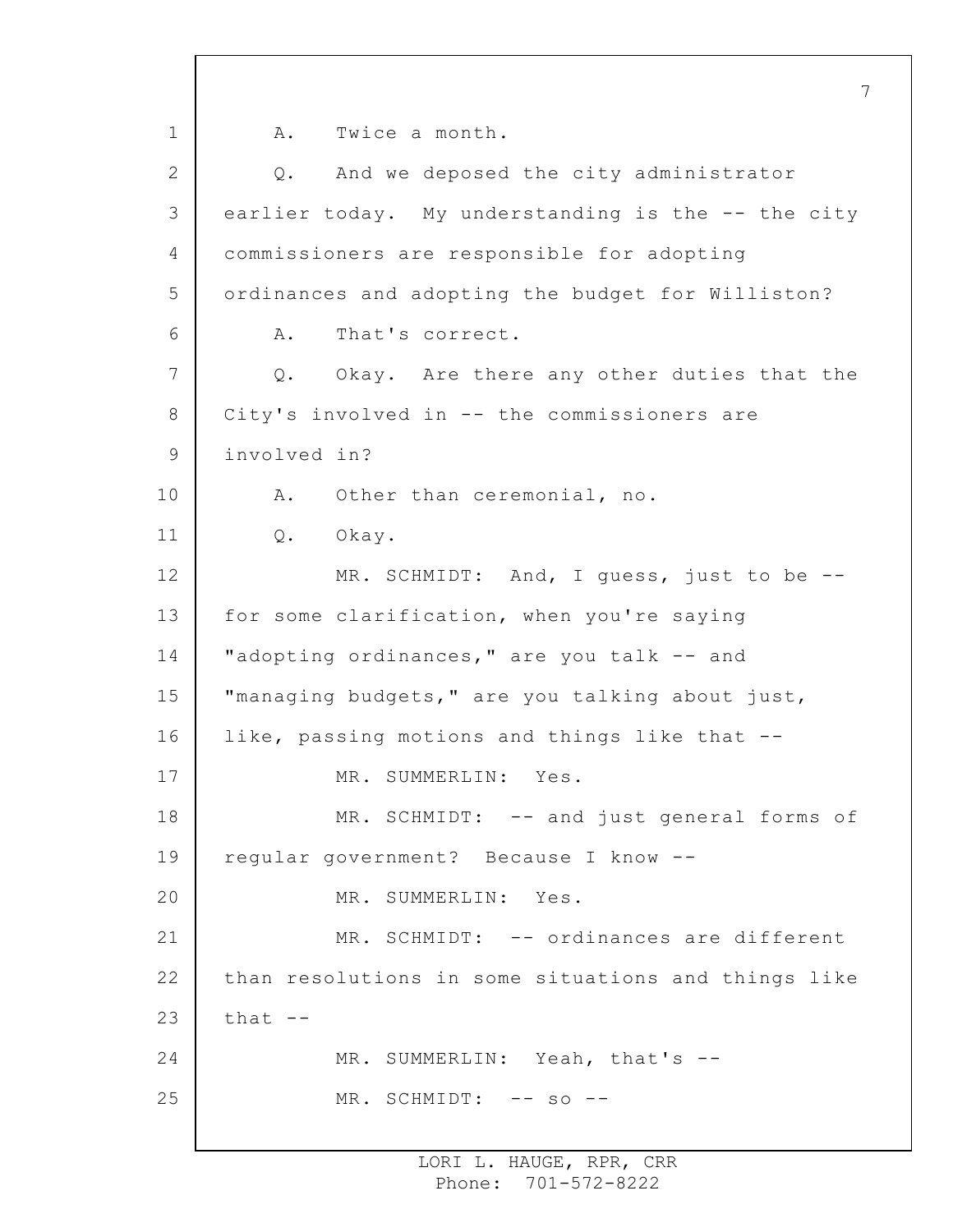A. Twice a month.

Q. And we deposed the city administrator earlier today. My understanding is the -- the city commissioners are responsible for adopting ordinances and adopting the budget for Williston?

A. That's correct.

Q. Okay. Are there any other duties that the City's involved in -- the commissioners are involved in?

A. Other than ceremonial, no.

Q. Okay.

MR. SCHMIDT: And, I guess, just to be -- for some clarification, when you're saying "adopting ordinances," are you talk -- and "managing budgets," are you talking about just, like, passing motions and things like that --

MR. SUMMERLIN: Yes.

MR. SCHMIDT: -- and just general forms of regular government? Because I know --

MR. SUMMERLIN: Yes.

MR. SCHMIDT: -- ordinances are different than resolutions in some situations and things like that --

MR. SUMMERLIN: Yeah, that's --

MR. SCHMIDT: -- so --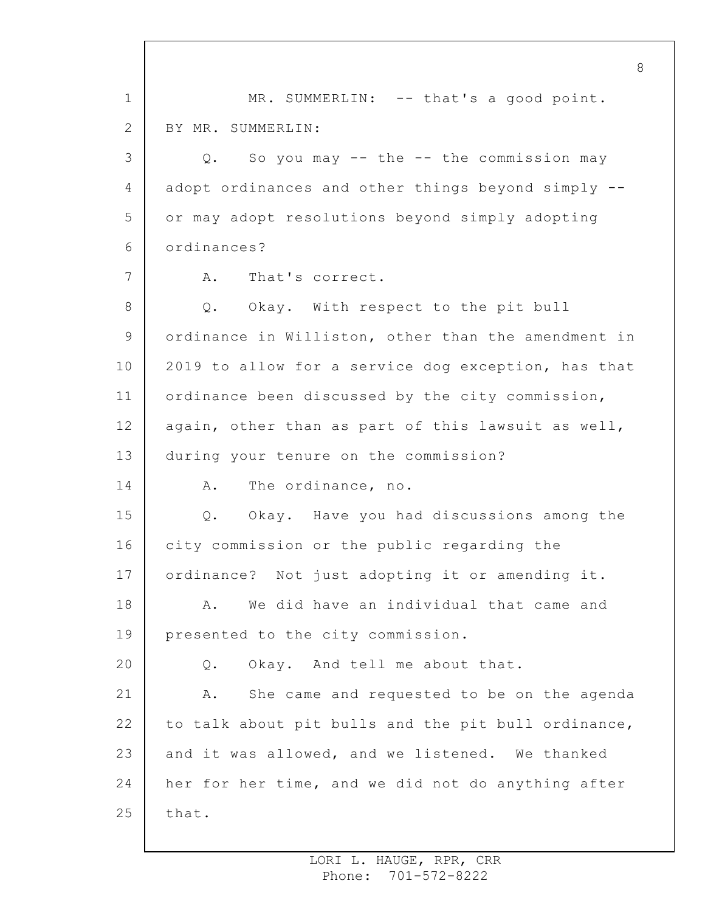MR. SUMMERLIN: -- that's a good point.

BY MR. SUMMERLIN:

Q. So you may -- the -- the commission may adopt ordinances and other things beyond simply -- or may adopt resolutions beyond simply adopting ordinances?

A. That's correct.

Q. Okay. With respect to the pit bull ordinance in Williston, other than the amendment in 2019 to allow for a service dog exception, has that ordinance been discussed by the city commission, again, other than as part of this lawsuit as well, during your tenure on the commission?

A. The ordinance, no.

Q. Okay. Have you had discussions among the city commission or the public regarding the ordinance? Not just adopting it or amending it.

A. We did have an individual that came and presented to the city commission.

Q. Okay. And tell me about that.

A. She came and requested to be on the agenda to talk about pit bulls and the pit bull ordinance, and it was allowed, and we listened. We thanked her for her time, and we did not do anything after that.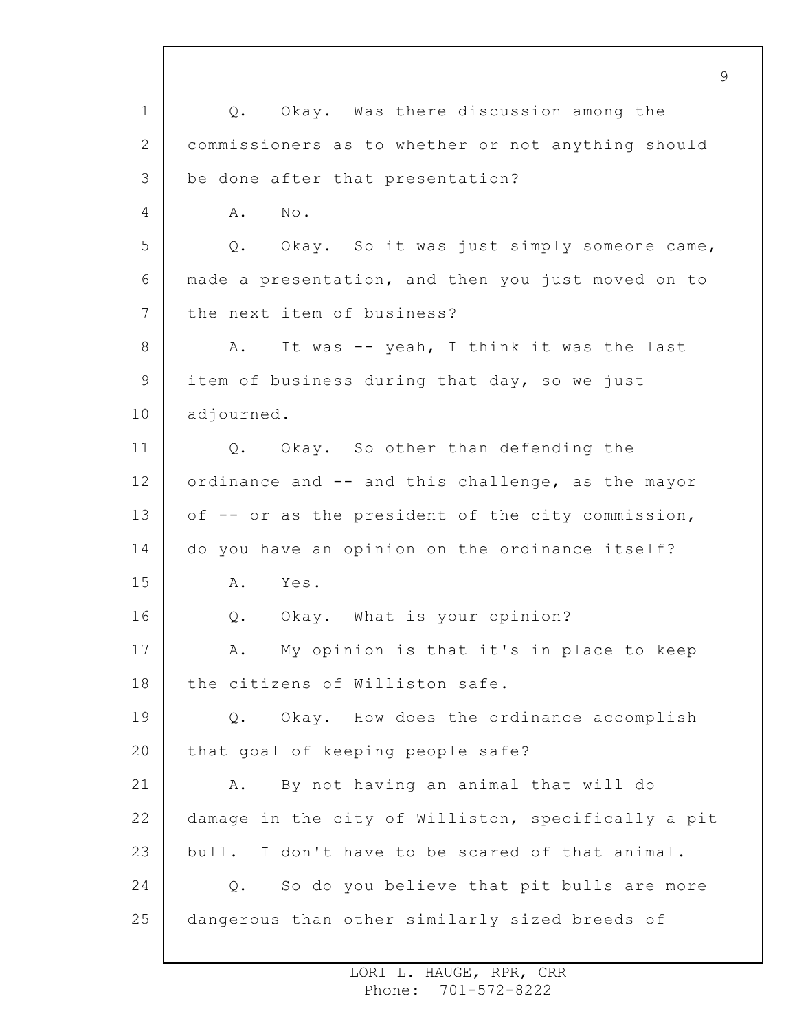Q. Okay. Was there discussion among the commissioners as to whether or not anything should be done after that presentation?

A. No.

Q. Okay. So it was just simply someone came, made a presentation, and then you just moved on to the next item of business?

A. It was -- yeah, I think it was the last item of business during that day, so we just adjourned.

Q. Okay. So other than defending the ordinance and -- and this challenge, as the mayor of -- or as the president of the city commission, do you have an opinion on the ordinance itself?

A. Yes.

Q. Okay. What is your opinion?

A. My opinion is that it's in place to keep the citizens of Williston safe.

Q. Okay. How does the ordinance accomplish that goal of keeping people safe?

A. By not having an animal that will do damage in the city of Williston, specifically a pit bull. I don't have to be scared of that animal.

Q. So do you believe that pit bulls are more dangerous than other similarly sized breeds of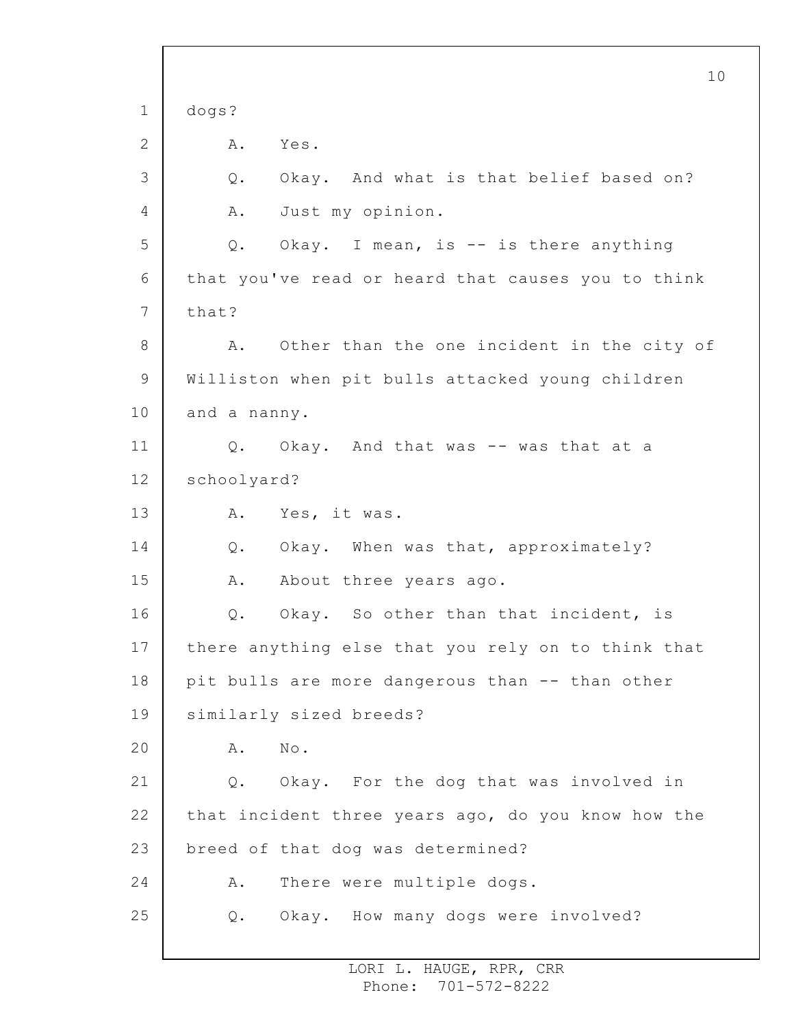dogs?

A. Yes.

Q. Okay. And what is that belief based on?

A. Just my opinion.

Q. Okay. I mean, is -- is there anything that you've read or heard that causes you to think that?

A. Other than the one incident in the city of Williston when pit bulls attacked young children and a nanny.

Q. Okay. And that was -- was that at a schoolyard?

A. Yes, it was.

Q. Okay. When was that, approximately?

A. About three years ago.

Q. Okay. So other than that incident, is there anything else that you rely on to think that pit bulls are more dangerous than -- than other similarly sized breeds?

A. No.

Q. Okay. For the dog that was involved in that incident three years ago, do you know how the breed of that dog was determined?

A. There were multiple dogs.

Q. Okay. How many dogs were involved?

LORI L. HAUGE, RPR, CRR
Phone: 701-572-8222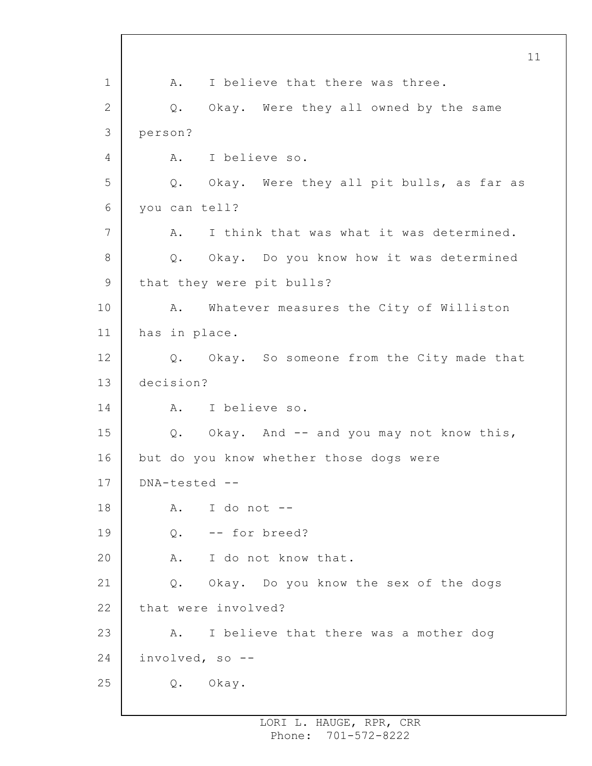A. I believe that there was three.

Q. Okay. Were they all owned by the same person?

A. I believe so.

Q. Okay. Were they all pit bulls, as far as you can tell?

A. I think that was what it was determined.

Q. Okay. Do you know how it was determined that they were pit bulls?

A. Whatever measures the City of Williston has in place.

Q. Okay. So someone from the City made that decision?

A. I believe so.

Q. Okay. And -- and you may not know this, but do you know whether those dogs were DNA-tested --

A. I do not --

Q. -- for breed?

A. I do not know that.

Q. Okay. Do you know the sex of the dogs that were involved?

A. I believe that there was a mother dog involved, so --

Q. Okay.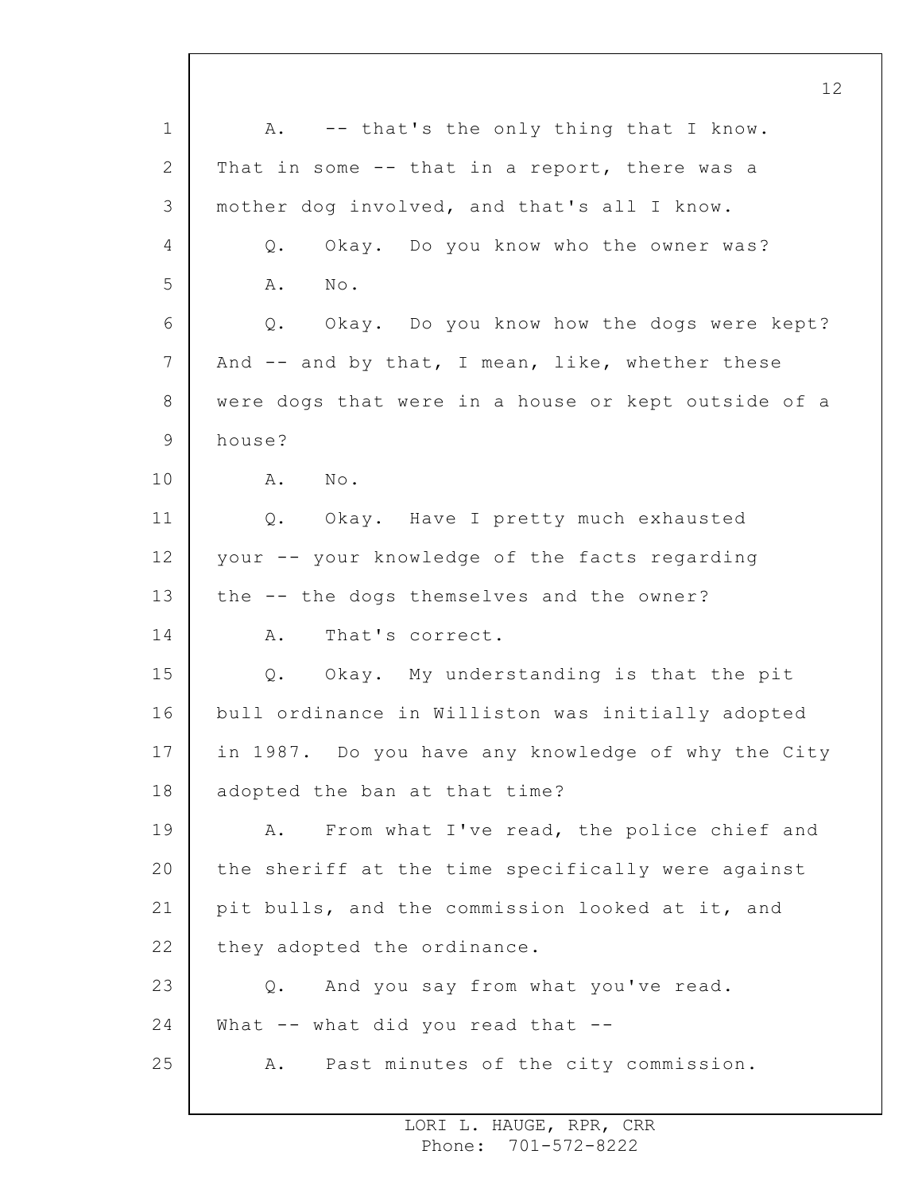A. -- that's the only thing that I know. That in some -- that in a report, there was a mother dog involved, and that's all I know.

Q. Okay. Do you know who the owner was?

A. No.

Q. Okay. Do you know how the dogs were kept? And -- and by that, I mean, like, whether these were dogs that were in a house or kept outside of a house?

A. No.

Q. Okay. Have I pretty much exhausted your -- your knowledge of the facts regarding the -- the dogs themselves and the owner?

A. That's correct.

Q. Okay. My understanding is that the pit bull ordinance in Williston was initially adopted in 1987. Do you have any knowledge of why the City adopted the ban at that time?

A. From what I've read, the police chief and the sheriff at the time specifically were against pit bulls, and the commission looked at it, and they adopted the ordinance.

Q. And you say from what you've read. What -- what did you read that --

A. Past minutes of the city commission.

LORI L. HAUGE, RPR, CRR
Phone: 701-572-8222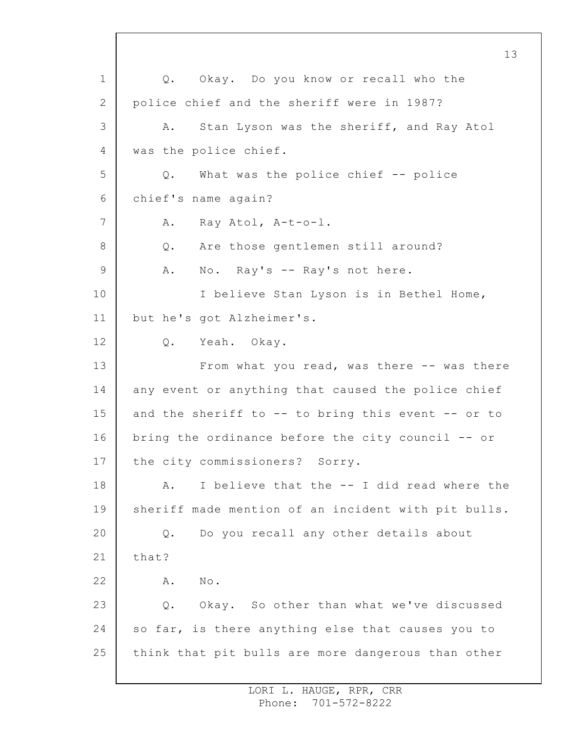Q. Okay. Do you know or recall who the police chief and the sheriff were in 1987?

A. Stan Lyson was the sheriff, and Ray Atol was the police chief.

Q. What was the police chief -- police chief's name again?

A. Ray Atol, A-t-o-l.

Q. Are those gentlemen still around?

A. No. Ray's -- Ray's not here.

I believe Stan Lyson is in Bethel Home, but he's got Alzheimer's.

Q. Yeah. Okay.

From what you read, was there -- was there any event or anything that caused the police chief and the sheriff to -- to bring this event -- or to bring the ordinance before the city council -- or the city commissioners? Sorry.

A. I believe that the -- I did read where the sheriff made mention of an incident with pit bulls.

Q. Do you recall any other details about that?

A. No.

Q. Okay. So other than what we've discussed so far, is there anything else that causes you to think that pit bulls are more dangerous than other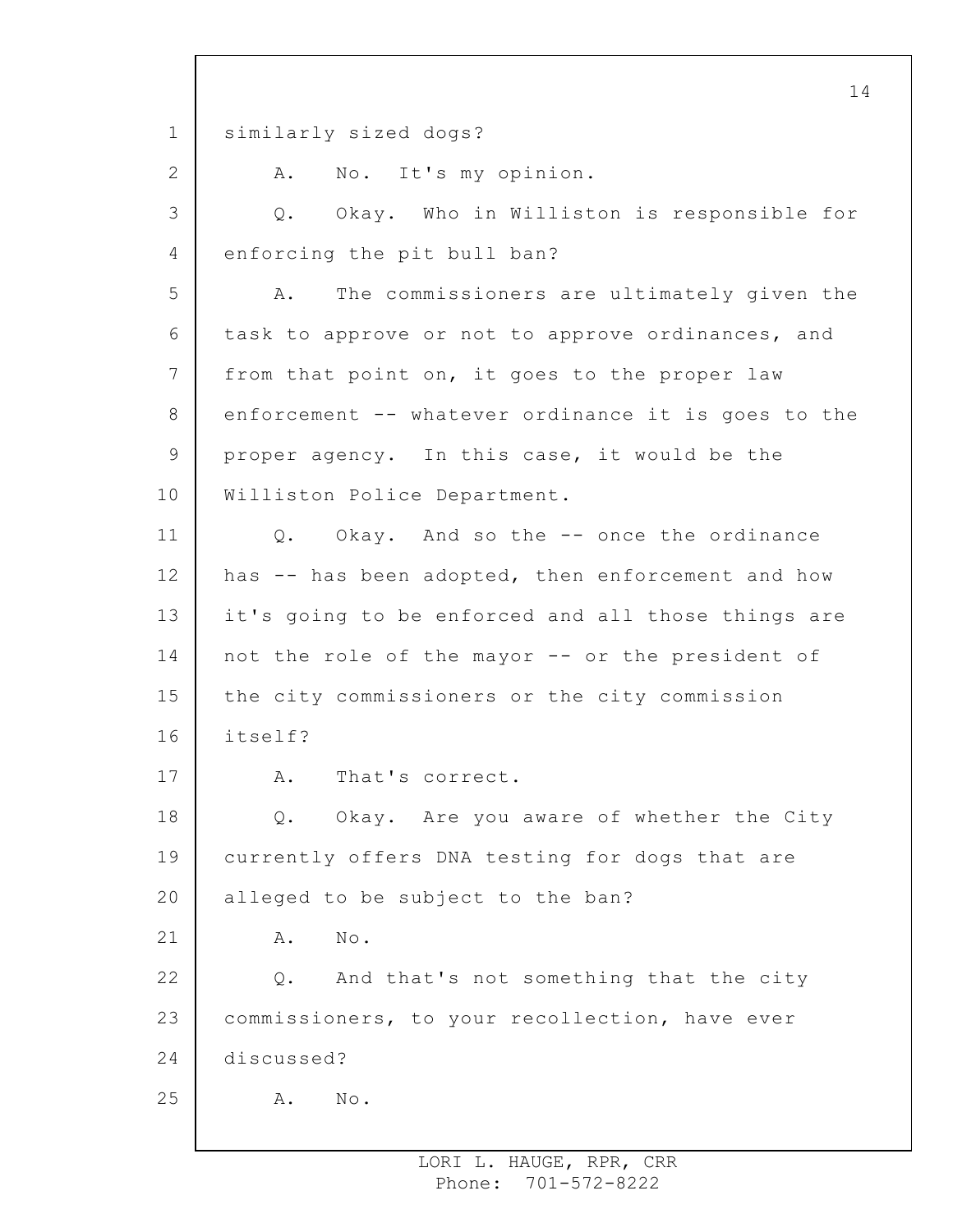similarly sized dogs?

A. No. It's my opinion.

Q. Okay. Who in Williston is responsible for enforcing the pit bull ban?

A. The commissioners are ultimately given the task to approve or not to approve ordinances, and from that point on, it goes to the proper law enforcement -- whatever ordinance it is goes to the proper agency. In this case, it would be the Williston Police Department.

Q. Okay. And so the -- once the ordinance has -- has been adopted, then enforcement and how it's going to be enforced and all those things are not the role of the mayor -- or the president of the city commissioners or the city commission itself?

A. That's correct.

Q. Okay. Are you aware of whether the City currently offers DNA testing for dogs that are alleged to be subject to the ban?

A. No.

Q. And that's not something that the city commissioners, to your recollection, have ever discussed?

A. No.

LORI L. HAUGE, RPR, CRR
Phone: 701-572-8222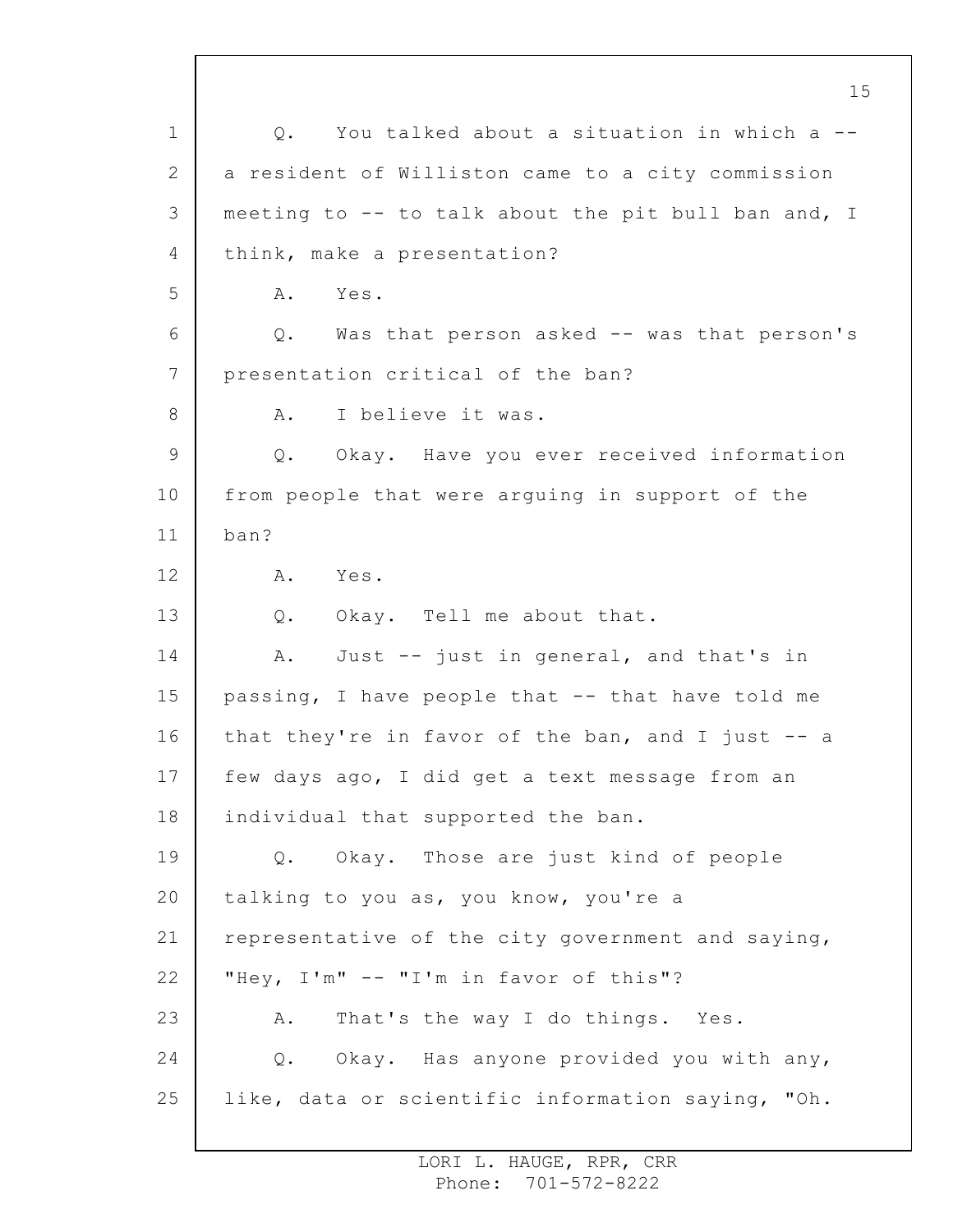Q. You talked about a situation in which a -- a resident of Williston came to a city commission meeting to -- to talk about the pit bull ban and, I think, make a presentation?

A. Yes.

Q. Was that person asked -- was that person's presentation critical of the ban?

A. I believe it was.

Q. Okay. Have you ever received information from people that were arguing in support of the ban?

A. Yes.

Q. Okay. Tell me about that.

A. Just -- just in general, and that's in passing, I have people that -- that have told me that they're in favor of the ban, and I just -- a few days ago, I did get a text message from an individual that supported the ban.

Q. Okay. Those are just kind of people talking to you as, you know, you're a representative of the city government and saying, "Hey, I'm" -- "I'm in favor of this"?

A. That's the way I do things. Yes.

Q. Okay. Has anyone provided you with any, like, data or scientific information saying, "Oh.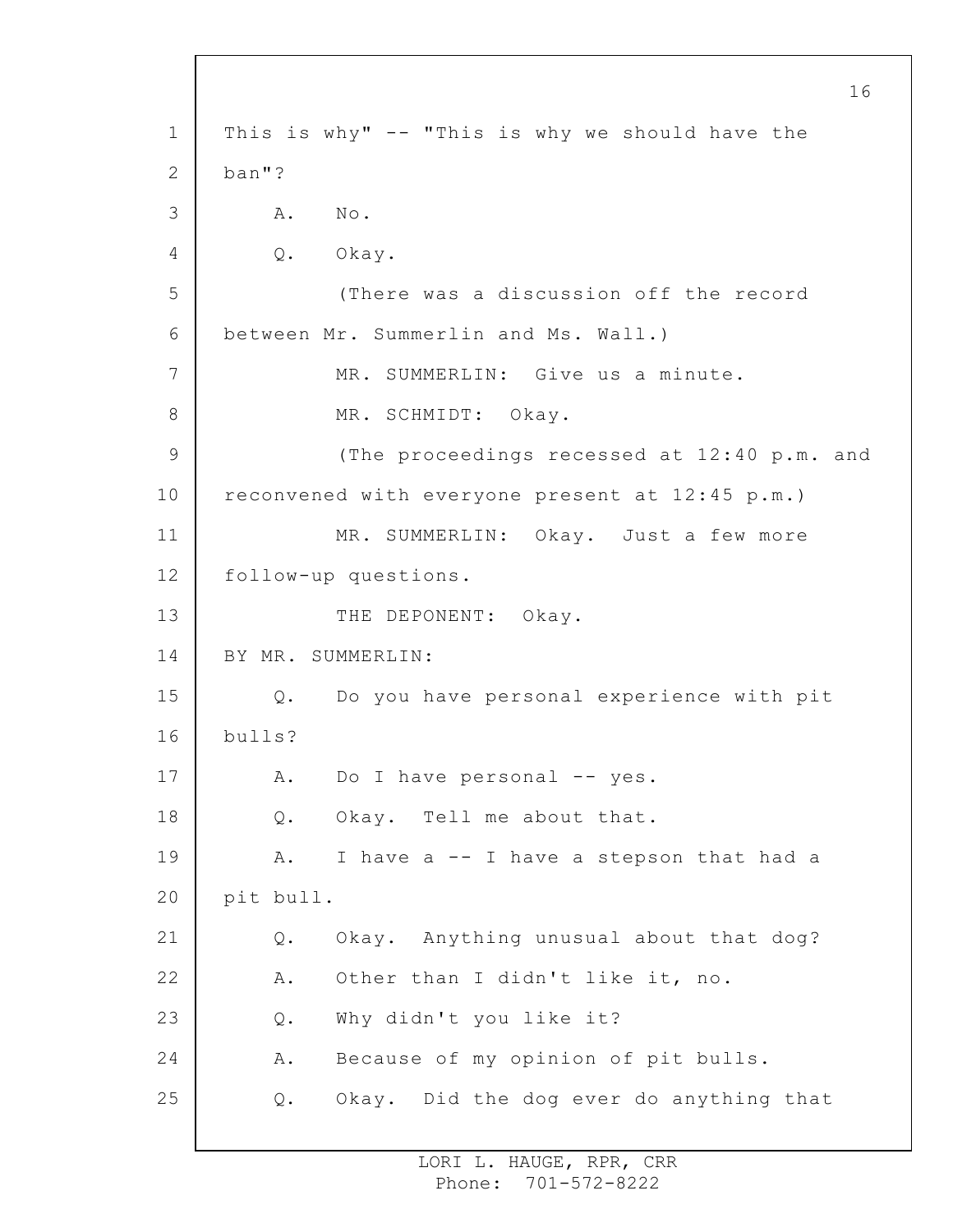This is why" -- "This is why we should have the ban"?

A. No.

Q. Okay.

(There was a discussion off the record between Mr. Summerlin and Ms. Wall.)

MR. SUMMERLIN: Give us a minute.

MR. SCHMIDT: Okay.

(The proceedings recessed at 12:40 p.m. and reconvened with everyone present at 12:45 p.m.)

MR. SUMMERLIN: Okay. Just a few more follow-up questions.

THE DEPONENT: Okay.

BY MR. SUMMERLIN:

Q. Do you have personal experience with pit bulls?

A. Do I have personal -- yes.

Q. Okay. Tell me about that.

A. I have a -- I have a stepson that had a pit bull.

Q. Okay. Anything unusual about that dog?

A. Other than I didn't like it, no.

Q. Why didn't you like it?

A. Because of my opinion of pit bulls.

Q. Okay. Did the dog ever do anything that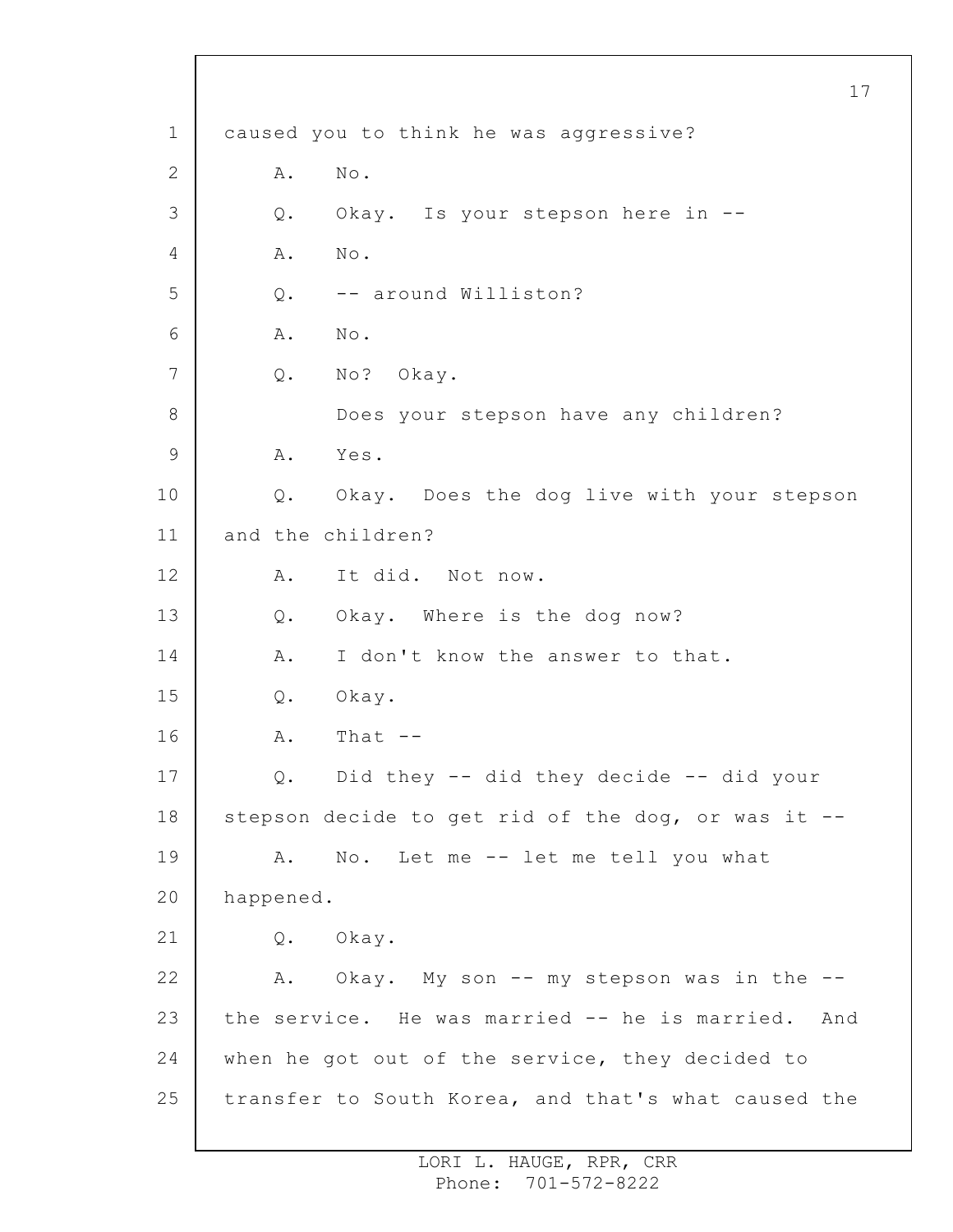caused you to think he was aggressive?

A. No.

Q. Okay. Is your stepson here in --

A. No.

Q. -- around Williston?

A. No.

Q. No? Okay.

Does your stepson have any children?

A. Yes.

Q. Okay. Does the dog live with your stepson and the children?

A. It did. Not now.

Q. Okay. Where is the dog now?

A. I don't know the answer to that.

Q. Okay.

A. That --

Q. Did they -- did they decide -- did your stepson decide to get rid of the dog, or was it --

A. No. Let me -- let me tell you what happened.

Q. Okay.

A. Okay. My son -- my stepson was in the -- the service. He was married -- he is married. And when he got out of the service, they decided to transfer to South Korea, and that's what caused the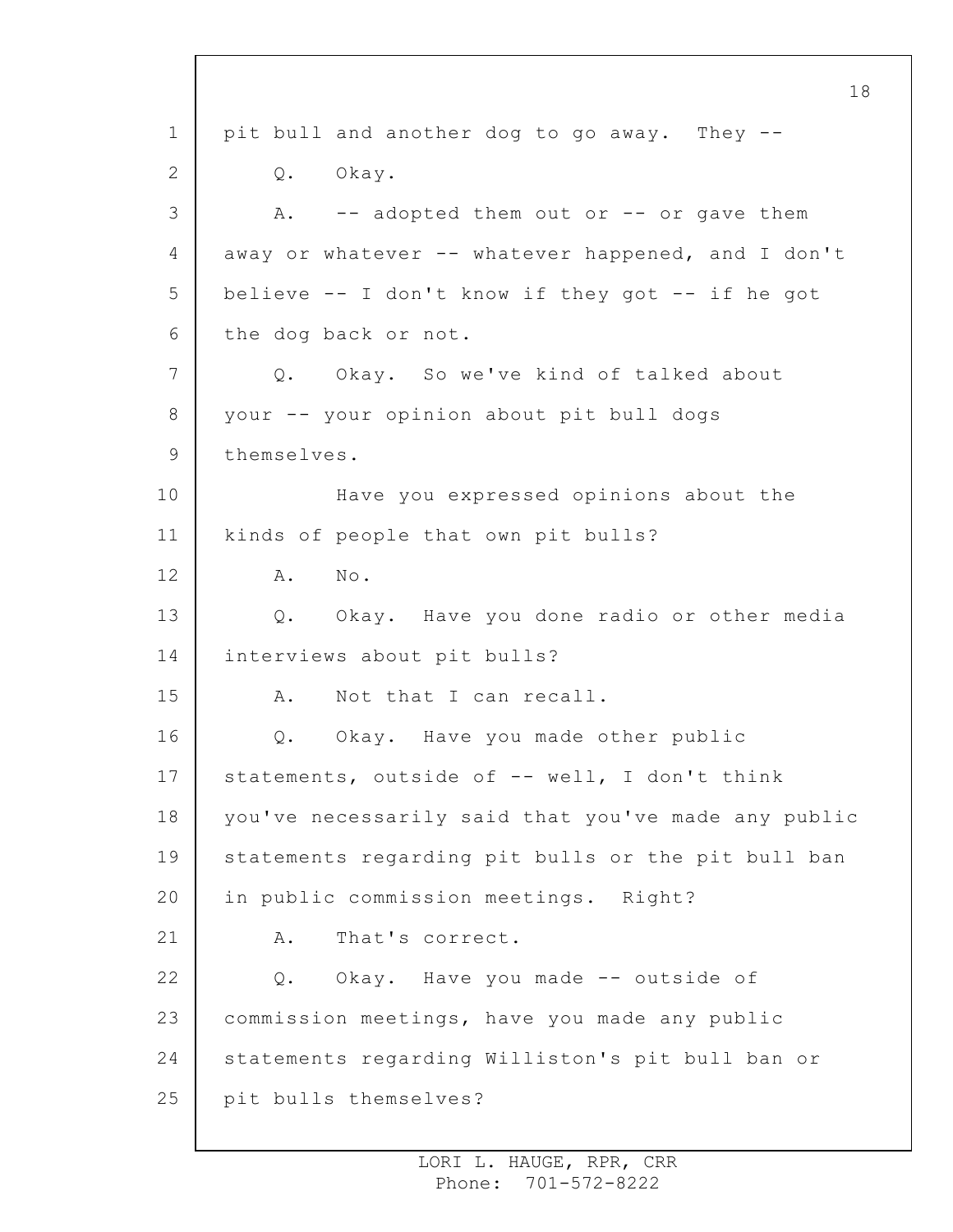pit bull and another dog to go away. They --

Q. Okay.

A. -- adopted them out or -- or gave them away or whatever -- whatever happened, and I don't believe -- I don't know if they got -- if he got the dog back or not.

Q. Okay. So we've kind of talked about your -- your opinion about pit bull dogs themselves.

Have you expressed opinions about the kinds of people that own pit bulls?

A. No.

Q. Okay. Have you done radio or other media interviews about pit bulls?

A. Not that I can recall.

Q. Okay. Have you made other public statements, outside of -- well, I don't think you've necessarily said that you've made any public statements regarding pit bulls or the pit bull ban in public commission meetings. Right?

A. That's correct.

Q. Okay. Have you made -- outside of commission meetings, have you made any public statements regarding Williston's pit bull ban or pit bulls themselves?

LORI L. HAUGE, RPR, CRR
Phone: 701-572-8222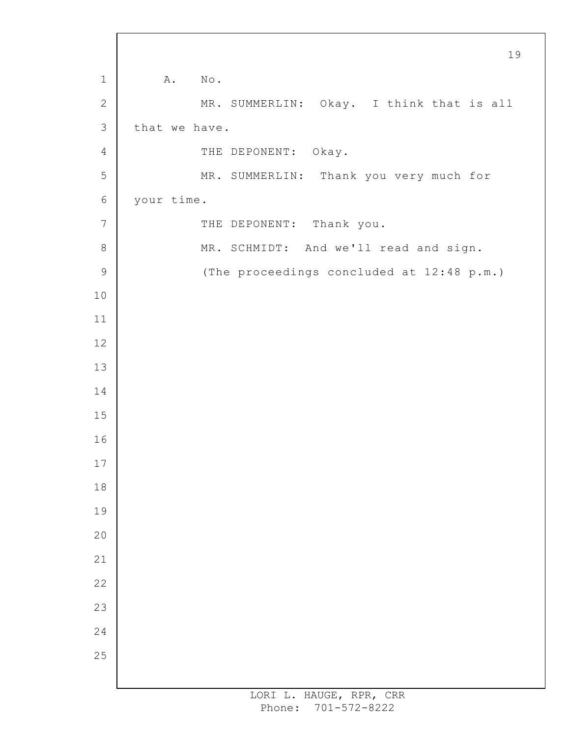A. No.

MR. SUMMERLIN: Okay. I think that is all that we have.

THE DEPONENT: Okay.

MR. SUMMERLIN: Thank you very much for your time.

THE DEPONENT: Thank you.

MR. SCHMIDT: And we'll read and sign.

(The proceedings concluded at 12:48 p.m.)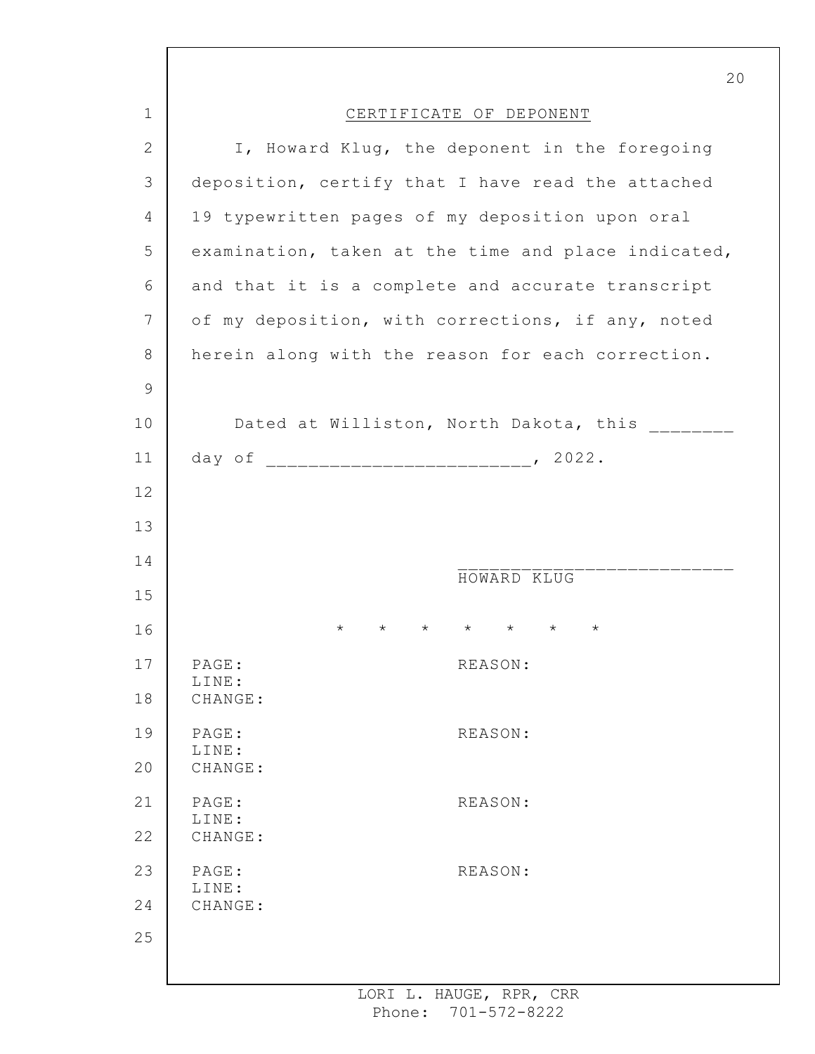# CERTIFICATE OF DEPONENT

I, Howard Klug, the deponent in the foregoing deposition, certify that I have read the attached 19 typewritten pages of my deposition upon oral examination, taken at the time and place indicated, and that it is a complete and accurate transcript of my deposition, with corrections, if any, noted herein along with the reason for each correction.

Dated at Williston, North Dakota, this ________ day of ________________________, 2022.

___________________________
HOWARD KLUG

\* \* \* \* \* \* \*

PAGE: REASON:
LINE:
CHANGE:

PAGE: REASON:
LINE:
CHANGE:

PAGE: REASON:
LINE:
CHANGE:

PAGE: REASON:
LINE:
CHANGE:

LORI L. HAUGE, RPR, CRR
Phone: 701-572-8222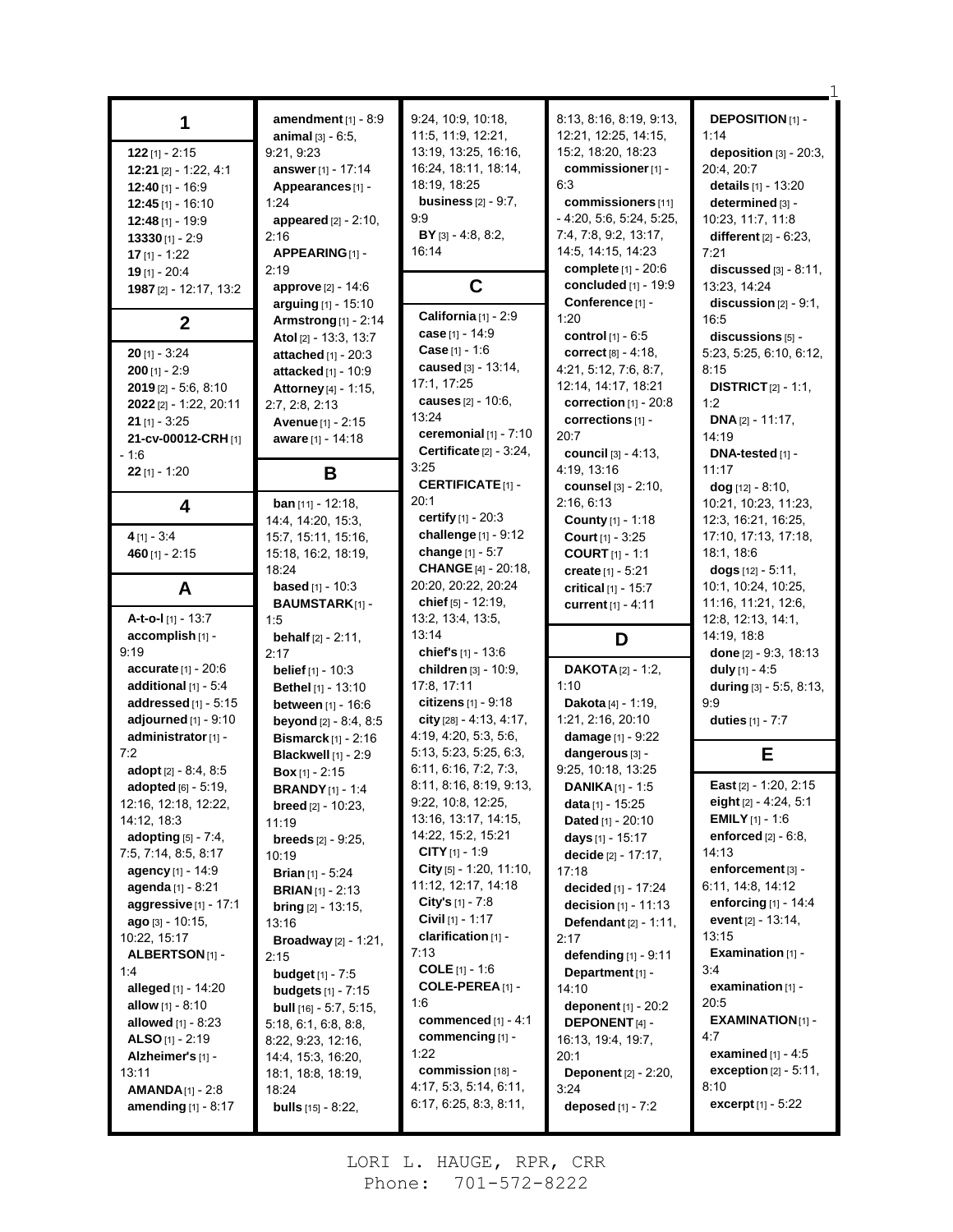## 1

**122** [1] - 2:15
**12:21** [2] - 1:22, 4:1
**12:40** [1] - 16:9
**12:45** [1] - 16:10
**12:48** [1] - 19:9
**13330** [1] - 2:9
**17** [1] - 1:22
**19** [1] - 20:4
**1987** [2] - 12:17, 13:2

## 2

**20** [1] - 3:24
**200** [1] - 2:9
**2019** [2] - 5:6, 8:10
**2022** [2] - 1:22, 20:11
**21** [1] - 3:25
**21-cv-00012-CRH** [1] - 1:6
**22** [1] - 1:20

## 4

**4** [1] - 3:4
**460** [1] - 2:15

## A

**A-t-o-l** [1] - 13:7
**accomplish** [1] - 9:19
**accurate** [1] - 20:6
**additional** [1] - 5:4
**addressed** [1] - 5:15
**adjourned** [1] - 9:10
**administrator** [1] - 7:2
**adopt** [2] - 8:4, 8:5
**adopted** [6] - 5:19, 12:16, 12:18, 12:22, 14:12, 18:3
**adopting** [5] - 7:4, 7:5, 7:14, 8:5, 8:17
**agency** [1] - 14:9
**agenda** [1] - 8:21
**aggressive** [1] - 17:1
**ago** [3] - 10:15, 10:22, 15:17
**ALBERTSON** [1] - 1:4
**alleged** [1] - 14:20
**allow** [1] - 8:10
**allowed** [1] - 8:23
**ALSO** [1] - 2:19
**Alzheimer's** [1] - 13:11
**AMANDA** [1] - 2:8
**amending** [1] - 8:17
**amendment** [1] - 8:9
**animal** [3] - 6:5, 9:21, 9:23
**answer** [1] - 17:14
**Appearances** [1] - 1:24
**appeared** [2] - 2:10, 2:16
**APPEARING** [1] - 2:19
**approve** [2] - 14:6
**arguing** [1] - 15:10
**Armstrong** [1] - 2:14
**Atol** [2] - 13:3, 13:7
**attached** [1] - 20:3
**attacked** [1] - 10:9
**Attorney** [4] - 1:15, 2:7, 2:8, 2:13
**Avenue** [1] - 2:15
**aware** [1] - 14:18

## B

**ban** [11] - 12:18, 14:4, 14:20, 15:3, 15:7, 15:11, 15:16, 15:18, 16:2, 18:19, 18:24
**based** [1] - 10:3
**BAUMSTARK** [1] - 1:5
**behalf** [2] - 2:11, 2:17
**belief** [1] - 10:3
**Bethel** [1] - 13:10
**between** [1] - 16:6
**beyond** [2] - 8:4, 8:5
**Bismarck** [1] - 2:16
**Blackwell** [1] - 2:9
**Box** [1] - 2:15
**BRANDY** [1] - 1:4
**breed** [2] - 10:23, 11:19
**breeds** [2] - 9:25, 10:19
**Brian** [1] - 5:24
**BRIAN** [1] - 2:13
**bring** [2] - 13:15, 13:16
**Broadway** [2] - 1:21, 2:15
**budget** [1] - 7:5
**budgets** [1] - 7:15
**bull** [16] - 5:7, 5:15, 5:18, 6:1, 6:8, 8:8, 8:22, 9:23, 12:16, 14:4, 15:3, 16:20, 18:1, 18:8, 18:19, 18:24
**bulls** [15] - 8:22, 9:24, 10:9, 10:18, 11:5, 11:9, 12:21, 13:19, 13:25, 16:16, 16:24, 18:11, 18:14, 18:19, 18:25
**business** [2] - 9:7, 9:9
**BY** [3] - 4:8, 8:2, 16:14

## C

**California** [1] - 2:9
**case** [1] - 14:9
**Case** [1] - 1:6
**caused** [3] - 13:14, 17:1, 17:25
**causes** [2] - 10:6, 13:24
**ceremonial** [1] - 7:10
**Certificate** [2] - 3:24, 3:25
**CERTIFICATE** [1] - 20:1
**certify** [1] - 20:3
**challenge** [1] - 9:12
**change** [1] - 5:7
**CHANGE** [4] - 20:18, 20:20, 20:22, 20:24
**chief** [5] - 12:19, 13:2, 13:4, 13:5, 13:14
**chief's** [1] - 13:6
**children** [3] - 10:9, 17:8, 17:11
**citizens** [1] - 9:18
**city** [28] - 4:13, 4:17, 4:19, 4:20, 5:3, 5:6, 5:13, 5:23, 5:25, 6:3, 6:11, 6:16, 7:2, 7:3, 8:11, 8:16, 8:19, 9:13, 9:22, 10:8, 12:25, 13:16, 13:17, 14:15, 14:22, 15:2, 15:21
**CITY** [1] - 1:9
**City** [5] - 1:20, 11:10, 11:12, 12:17, 14:18
**City's** [1] - 7:8
**Civil** [1] - 1:17
**clarification** [1] - 7:13
**COLE** [1] - 1:6
**COLE-PEREA** [1] - 1:6
**commenced** [1] - 4:1
**commencing** [1] - 1:22
**commission** [18] - 4:17, 5:3, 5:14, 6:11, 6:17, 6:25, 8:3, 8:11, 8:13, 8:16, 8:19, 9:13, 12:21, 12:25, 14:15, 15:2, 18:20, 18:23
**commissioner** [1] - 6:3
**commissioners** [11] - 4:20, 5:6, 5:24, 5:25, 7:4, 7:8, 9:2, 13:17, 14:5, 14:15, 14:23
**complete** [1] - 20:6
**concluded** [1] - 19:9
**Conference** [1] - 1:20
**control** [1] - 6:5
**correct** [8] - 4:18, 4:21, 5:12, 7:6, 8:7, 12:14, 14:17, 18:21
**correction** [1] - 20:8
**corrections** [1] - 20:7
**council** [3] - 4:13, 4:19, 13:16
**counsel** [3] - 2:10, 2:16, 6:13
**County** [1] - 1:18
**Court** [1] - 3:25
**COURT** [1] - 1:1
**create** [1] - 5:21
**critical** [1] - 15:7
**current** [1] - 4:11

## D

**DAKOTA** [2] - 1:2, 1:10
**Dakota** [4] - 1:19, 1:21, 2:16, 20:10
**damage** [1] - 9:22
**dangerous** [3] - 9:25, 10:18, 13:25
**DANIKA** [1] - 1:5
**data** [1] - 15:25
**Dated** [1] - 20:10
**days** [1] - 15:17
**decide** [2] - 17:17, 17:18
**decided** [1] - 17:24
**decision** [1] - 11:13
**Defendant** [2] - 1:11, 2:17
**defending** [1] - 9:11
**Department** [1] - 14:10
**deponent** [1] - 20:2
**DEPONENT** [4] - 16:13, 19:4, 19:7, 20:1
**Deponent** [2] - 2:20, 3:24
**deposed** [1] - 7:2
**DEPOSITION** [1] - 1:14
**deposition** [3] - 20:3, 20:4, 20:7
**details** [1] - 13:20
**determined** [3] - 10:23, 11:7, 11:8
**different** [2] - 6:23, 7:21
**discussed** [3] - 8:11, 13:23, 14:24
**discussion** [2] - 9:1, 16:5
**discussions** [5] - 5:23, 5:25, 6:10, 6:12, 8:15
**DISTRICT** [2] - 1:1, 1:2
**DNA** [2] - 11:17, 14:19
**DNA-tested** [1] - 11:17
**dog** [12] - 8:10, 10:21, 10:23, 11:23, 12:3, 16:21, 16:25, 17:10, 17:13, 17:18, 18:1, 18:6
**dogs** [12] - 5:11, 10:1, 10:24, 10:25, 11:16, 11:21, 12:6, 12:8, 12:13, 14:1, 14:19, 18:8
**done** [2] - 9:3, 18:13
**duly** [1] - 4:5
**during** [3] - 5:5, 8:13, 9:9
**duties** [1] - 7:7

## E

**East** [2] - 1:20, 2:15
**eight** [2] - 4:24, 5:1
**EMILY** [1] - 1:6
**enforced** [2] - 6:8, 14:13
**enforcement** [3] - 6:11, 14:8, 14:12
**enforcing** [1] - 14:4
**event** [2] - 13:14, 13:15
**Examination** [1] - 3:4
**examination** [1] - 20:5
**EXAMINATION** [1] - 4:7
**examined** [1] - 4:5
**exception** [2] - 5:11, 8:10
**excerpt** [1] - 5:22

LORI L. HAUGE, RPR, CRR
Phone: 701-572-8222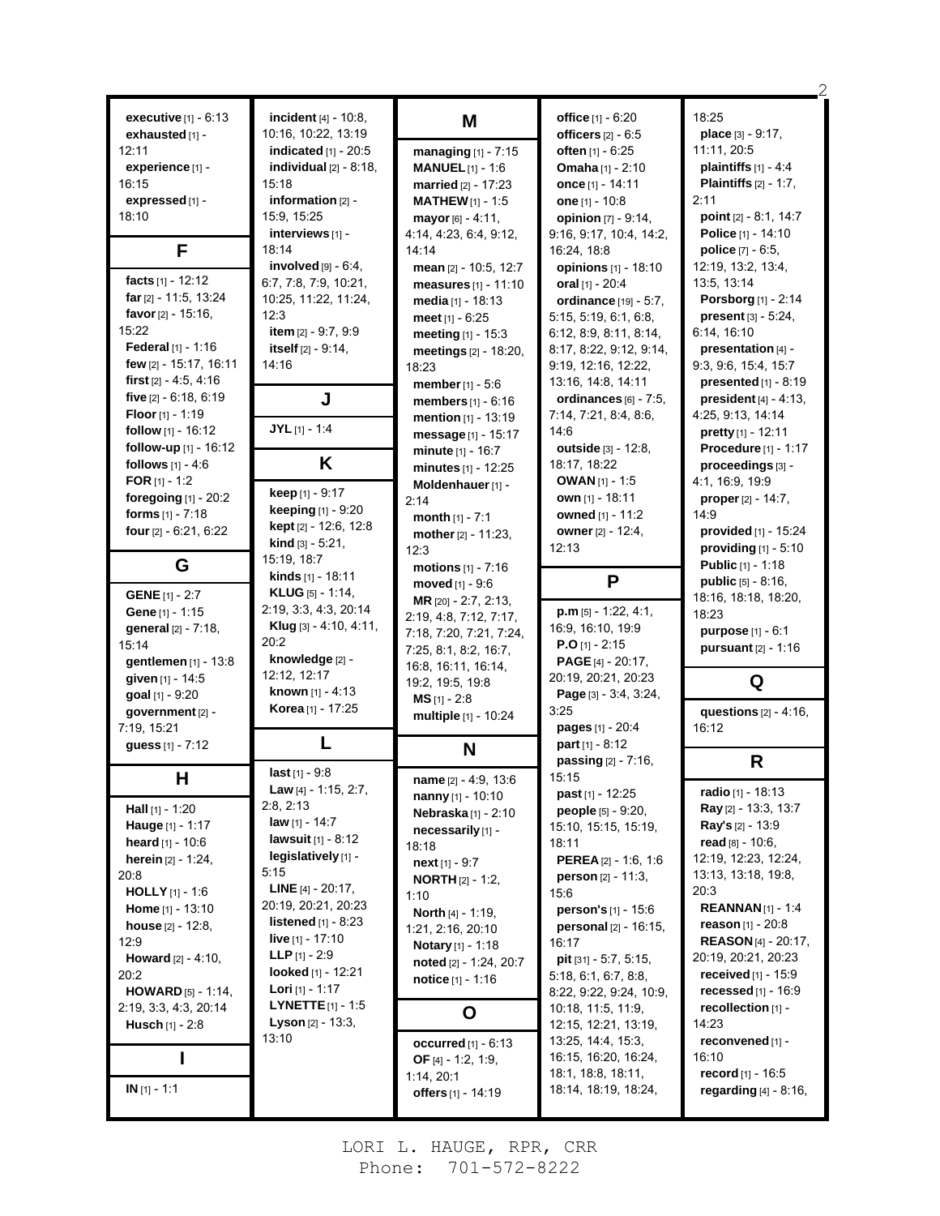**executive** [1] - 6:13
**exhausted** [1] - 12:11
**experience** [1] - 16:15
**expressed** [1] - 18:10

## F

**facts** [1] - 12:12
**far** [2] - 11:5, 13:24
**favor** [2] - 15:16, 15:22
**Federal** [1] - 1:16
**few** [2] - 15:17, 16:11
**first** [2] - 4:5, 4:16
**five** [2] - 6:18, 6:19
**Floor** [1] - 1:19
**follow** [1] - 16:12
**follow-up** [1] - 16:12
**follows** [1] - 4:6
**FOR** [1] - 1:2
**foregoing** [1] - 20:2
**forms** [1] - 7:18
**four** [2] - 6:21, 6:22

## G

**GENE** [1] - 2:7
**Gene** [1] - 1:15
**general** [2] - 7:18, 15:14
**gentlemen** [1] - 13:8
**given** [1] - 14:5
**goal** [1] - 9:20
**government** [2] - 7:19, 15:21
**guess** [1] - 7:12

## H

**Hall** [1] - 1:20
**Hauge** [1] - 1:17
**heard** [1] - 10:6
**herein** [2] - 1:24, 20:8
**HOLLY** [1] - 1:6
**Home** [1] - 13:10
**house** [2] - 12:8, 12:9
**Howard** [2] - 4:10, 20:2
**HOWARD** [5] - 1:14, 2:19, 3:3, 4:3, 20:14
**Husch** [1] - 2:8

## I

**IN** [1] - 1:1
**incident** [4] - 10:8, 10:16, 10:22, 13:19
**indicated** [1] - 20:5
**individual** [2] - 8:18, 15:18
**information** [2] - 15:9, 15:25
**interviews** [1] - 18:14
**involved** [9] - 6:4, 6:7, 7:8, 7:9, 10:21, 10:25, 11:22, 11:24, 12:3
**item** [2] - 9:7, 9:9
**itself** [2] - 9:14, 14:16

## J

**JYL** [1] - 1:4

## K

**keep** [1] - 9:17
**keeping** [1] - 9:20
**kept** [2] - 12:6, 12:8
**kind** [3] - 5:21, 15:19, 18:7
**kinds** [1] - 18:11
**KLUG** [5] - 1:14, 2:19, 3:3, 4:3, 20:14
**Klug** [3] - 4:10, 4:11, 20:2
**knowledge** [2] - 12:12, 12:17
**known** [1] - 4:13
**Korea** [1] - 17:25

## L

**last** [1] - 9:8
**Law** [4] - 1:15, 2:7, 2:8, 2:13
**law** [1] - 14:7
**lawsuit** [1] - 8:12
**legislatively** [1] - 5:15
**LINE** [4] - 20:17, 20:19, 20:21, 20:23
**listened** [1] - 8:23
**live** [1] - 17:10
**LLP** [1] - 2:9
**looked** [1] - 12:21
**Lori** [1] - 1:17
**LYNETTE** [1] - 1:5
**Lyson** [2] - 13:3, 13:10

## M

**managing** [1] - 7:15
**MANUEL** [1] - 1:6
**married** [2] - 17:23
**MATHEW** [1] - 1:5
**mayor** [6] - 4:11, 4:14, 4:23, 6:4, 9:12, 14:14
**mean** [2] - 10:5, 12:7
**measures** [1] - 11:10
**media** [1] - 18:13
**meet** [1] - 6:25
**meeting** [1] - 15:3
**meetings** [2] - 18:20, 18:23
**member** [1] - 5:6
**members** [1] - 6:16
**mention** [1] - 13:19
**message** [1] - 15:17
**minute** [1] - 16:7
**minutes** [1] - 12:25
**Moldenhauer** [1] - 2:14
**month** [1] - 7:1
**mother** [2] - 11:23, 12:3
**motions** [1] - 7:16
**moved** [1] - 9:6
**MR** [20] - 2:7, 2:13, 2:19, 4:8, 7:12, 7:17, 7:18, 7:20, 7:21, 7:24, 7:25, 8:1, 8:2, 16:7, 16:8, 16:11, 16:14, 19:2, 19:5, 19:8
**MS** [1] - 2:8
**multiple** [1] - 10:24

## N

**name** [2] - 4:9, 13:6
**nanny** [1] - 10:10
**Nebraska** [1] - 2:10
**necessarily** [1] - 18:18
**next** [1] - 9:7
**NORTH** [2] - 1:2, 1:10
**North** [4] - 1:19, 1:21, 2:16, 20:10
**Notary** [1] - 1:18
**noted** [2] - 1:24, 20:7
**notice** [1] - 1:16

## O

**occurred** [1] - 6:13
**OF** [4] - 1:2, 1:9, 1:14, 20:1
**offers** [1] - 14:19
**office** [1] - 6:20
**officers** [2] - 6:5
**often** [1] - 6:25
**Omaha** [1] - 2:10
**once** [1] - 14:11
**one** [1] - 10:8
**opinion** [7] - 9:14, 9:16, 9:17, 10:4, 14:2, 16:24, 18:8
**opinions** [1] - 18:10
**oral** [1] - 20:4
**ordinance** [19] - 5:7, 5:15, 5:19, 6:1, 6:8, 6:12, 8:9, 8:11, 8:14, 8:17, 8:22, 9:12, 9:14, 9:19, 12:16, 12:22, 13:16, 14:8, 14:11
**ordinances** [6] - 7:5, 7:14, 7:21, 8:4, 8:6, 14:6
**outside** [3] - 12:8, 18:17, 18:22
**OWAN** [1] - 1:5
**own** [1] - 18:11
**owned** [1] - 11:2
**owner** [2] - 12:4, 12:13

## P

**p.m** [5] - 1:22, 4:1, 16:9, 16:10, 19:9
**P.O** [1] - 2:15
**PAGE** [4] - 20:17, 20:19, 20:21, 20:23
**Page** [3] - 3:4, 3:24, 3:25
**pages** [1] - 20:4
**part** [1] - 8:12
**passing** [2] - 7:16, 15:15
**past** [1] - 12:25
**people** [5] - 9:20, 15:10, 15:15, 15:19, 18:11
**PEREA** [2] - 1:6, 1:6
**person** [2] - 11:3, 15:6
**person's** [1] - 15:6
**personal** [2] - 16:15, 16:17
**pit** [31] - 5:7, 5:15, 5:18, 6:1, 6:7, 8:8, 8:22, 9:22, 9:24, 10:9, 10:18, 11:5, 11:9, 12:15, 12:21, 13:19, 13:25, 14:4, 15:3, 16:15, 16:20, 16:24, 18:1, 18:8, 18:11, 18:14, 18:19, 18:24, 18:25
**place** [3] - 9:17, 11:11, 20:5
**plaintiffs** [1] - 4:4
**Plaintiffs** [2] - 1:7, 2:11
**point** [2] - 8:1, 14:7
**Police** [1] - 14:10
**police** [7] - 6:5, 12:19, 13:2, 13:4, 13:5, 13:14
**Porsborg** [1] - 2:14
**present** [3] - 5:24, 6:14, 16:10
**presentation** [4] - 9:3, 9:6, 15:4, 15:7
**presented** [1] - 8:19
**president** [4] - 4:13, 4:25, 9:13, 14:14
**pretty** [1] - 12:11
**Procedure** [1] - 1:17
**proceedings** [3] - 4:1, 16:9, 19:9
**proper** [2] - 14:7, 14:9
**provided** [1] - 15:24
**providing** [1] - 5:10
**Public** [1] - 1:18
**public** [5] - 8:16, 18:16, 18:18, 18:20, 18:23
**purpose** [1] - 6:1
**pursuant** [2] - 1:16

## Q

**questions** [2] - 4:16, 16:12

## R

**radio** [1] - 18:13
**Ray** [2] - 13:3, 13:7
**Ray's** [2] - 13:9
**read** [8] - 10:6, 12:19, 12:23, 12:24, 13:13, 13:18, 19:8, 20:3
**REANNAN** [1] - 1:4
**reason** [1] - 20:8
**REASON** [4] - 20:17, 20:19, 20:21, 20:23
**received** [1] - 15:9
**recessed** [1] - 16:9
**recollection** [1] - 14:23
**reconvened** [1] - 16:10
**record** [1] - 16:5
**regarding** [4] - 8:16,

LORI L. HAUGE, RPR, CRR
Phone: 701-572-8222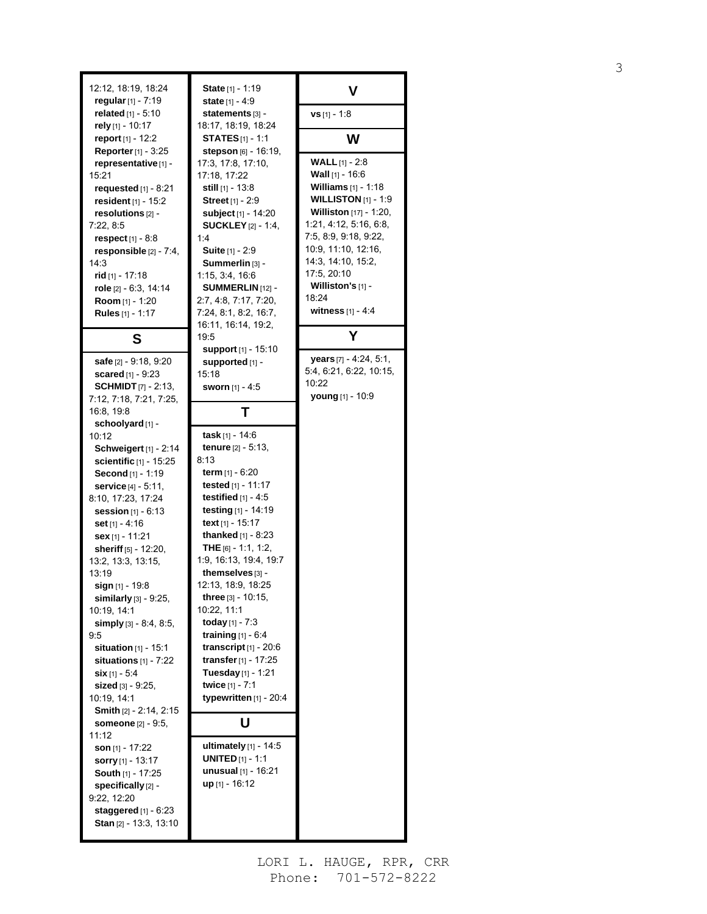12:12, 18:19, 18:24
**regular** [1] - 7:19
**related** [1] - 5:10
**rely** [1] - 10:17
**report** [1] - 12:2
**Reporter** [1] - 3:25
**representative** [1] - 15:21
**requested** [1] - 8:21
**resident** [1] - 15:2
**resolutions** [2] - 7:22, 8:5
**respect** [1] - 8:8
**responsible** [2] - 7:4, 14:3
**rid** [1] - 17:18
**role** [2] - 6:3, 14:14
**Room** [1] - 1:20
**Rules** [1] - 1:17

## S

**safe** [2] - 9:18, 9:20
**scared** [1] - 9:23
**SCHMIDT** [7] - 2:13, 7:12, 7:18, 7:21, 7:25, 16:8, 19:8
**schoolyard** [1] - 10:12
**Schweigert** [1] - 2:14
**scientific** [1] - 15:25
**Second** [1] - 1:19
**service** [4] - 5:11, 8:10, 17:23, 17:24
**session** [1] - 6:13
**set** [1] - 4:16
**sex** [1] - 11:21
**sheriff** [5] - 12:20, 13:2, 13:3, 13:15, 13:19
**sign** [1] - 19:8
**similarly** [3] - 9:25, 10:19, 14:1
**simply** [3] - 8:4, 8:5, 9:5
**situation** [1] - 15:1
**situations** [1] - 7:22
**six** [1] - 5:4
**sized** [3] - 9:25, 10:19, 14:1
**Smith** [2] - 2:14, 2:15
**someone** [2] - 9:5, 11:12
**son** [1] - 17:22
**sorry** [1] - 13:17
**South** [1] - 17:25
**specifically** [2] - 9:22, 12:20
**staggered** [1] - 6:23
**Stan** [2] - 13:3, 13:10
**State** [1] - 1:19
**state** [1] - 4:9
**statements** [3] - 18:17, 18:19, 18:24
**STATES** [1] - 1:1
**stepson** [6] - 16:19, 17:3, 17:8, 17:10, 17:18, 17:22
**still** [1] - 13:8
**Street** [1] - 2:9
**subject** [1] - 14:20
**SUCKLEY** [2] - 1:4, 1:4
**Suite** [1] - 2:9
**Summerlin** [3] - 1:15, 3:4, 16:6
**SUMMERLIN** [12] - 2:7, 4:8, 7:17, 7:20, 7:24, 8:1, 8:2, 16:7, 16:11, 16:14, 19:2, 19:5
**support** [1] - 15:10
**supported** [1] - 15:18
**sworn** [1] - 4:5

## T

**task** [1] - 14:6
**tenure** [2] - 5:13, 8:13
**term** [1] - 6:20
**tested** [1] - 11:17
**testified** [1] - 4:5
**testing** [1] - 14:19
**text** [1] - 15:17
**thanked** [1] - 8:23
**THE** [6] - 1:1, 1:2, 1:9, 16:13, 19:4, 19:7
**themselves** [3] - 12:13, 18:9, 18:25
**three** [3] - 10:15, 10:22, 11:1
**today** [1] - 7:3
**training** [1] - 6:4
**transcript** [1] - 20:6
**transfer** [1] - 17:25
**Tuesday** [1] - 1:21
**twice** [1] - 7:1
**typewritten** [1] - 20:4

## U

**ultimately** [1] - 14:5
**UNITED** [1] - 1:1
**unusual** [1] - 16:21
**up** [1] - 16:12

## V

**vs** [1] - 1:8

## W

**WALL** [1] - 2:8
**Wall** [1] - 16:6
**Williams** [1] - 1:18
**WILLISTON** [1] - 1:9
**Williston** [17] - 1:20, 1:21, 4:12, 5:16, 6:8, 7:5, 8:9, 9:18, 9:22, 10:9, 11:10, 12:16, 14:3, 14:10, 15:2, 17:5, 20:10
**Williston's** [1] - 18:24
**witness** [1] - 4:4

## Y

**years** [7] - 4:24, 5:1, 5:4, 6:21, 6:22, 10:15, 10:22
**young** [1] - 10:9

LORI L. HAUGE, RPR, CRR
Phone: 701-572-8222